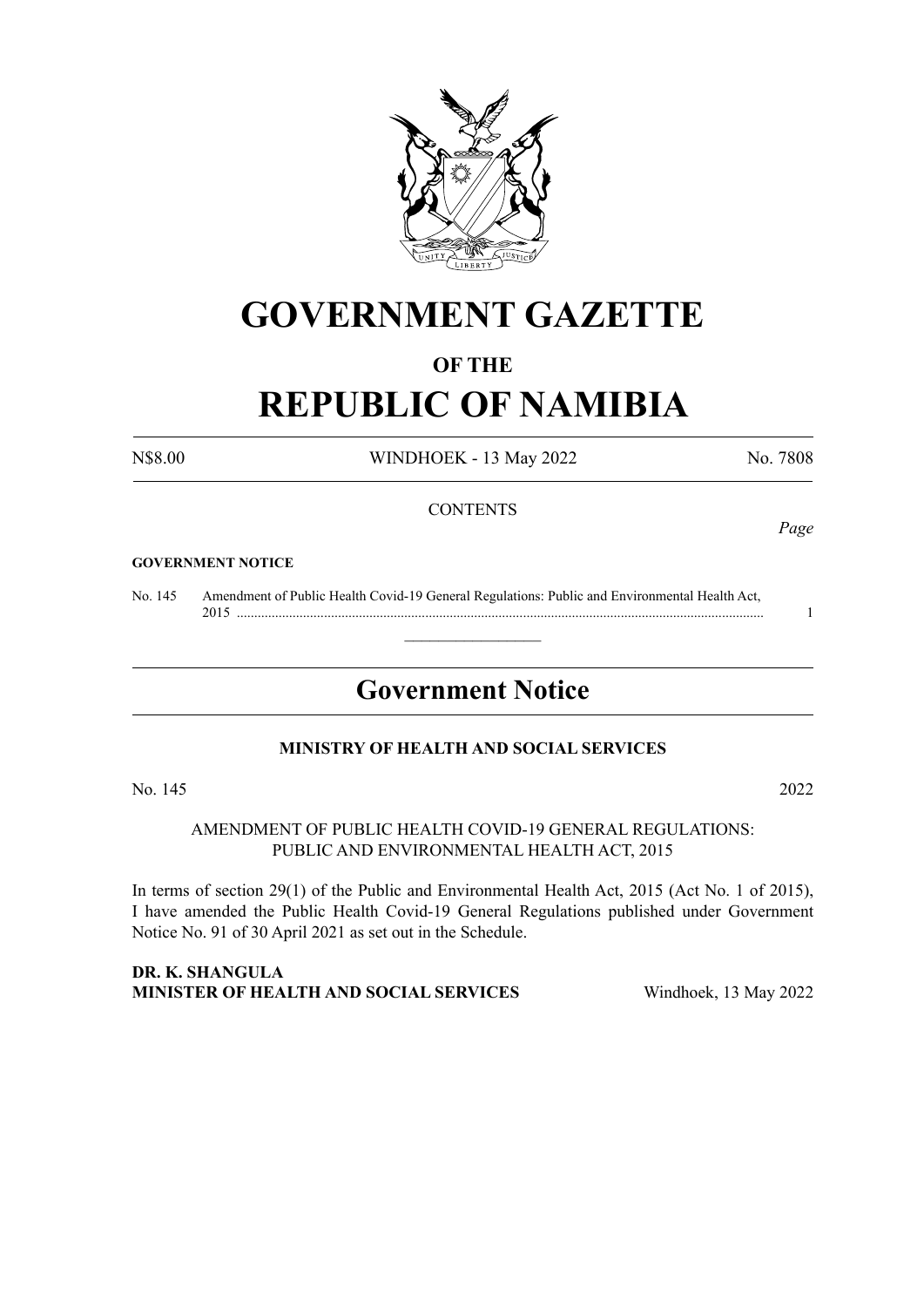# GOVERNMENT GAZETTE

## OF THE

# REPUBLIC OF NAMIBIA

N$8.00 WINDHOEK - 13 May 2022 No. 7808

CONTENTS

*Page*

**GOVERNMENT NOTICE**

No. 145 Amendment of Public Health Covid-19 General Regulations: Public and Environmental Health Act, 2015 ........................................................................................................................................... 1

---

## Government Notice

**MINISTRY OF HEALTH AND SOCIAL SERVICES**

No. 145 2022

AMENDMENT OF PUBLIC HEALTH COVID-19 GENERAL REGULATIONS: PUBLIC AND ENVIRONMENTAL HEALTH ACT, 2015

In terms of section 29(1) of the Public and Environmental Health Act, 2015 (Act No. 1 of 2015), I have amended the Public Health Covid-19 General Regulations published under Government Notice No. 91 of 30 April 2021 as set out in the Schedule.

**DR. K. SHANGULA**
**MINISTER OF HEALTH AND SOCIAL SERVICES** Windhoek, 13 May 2022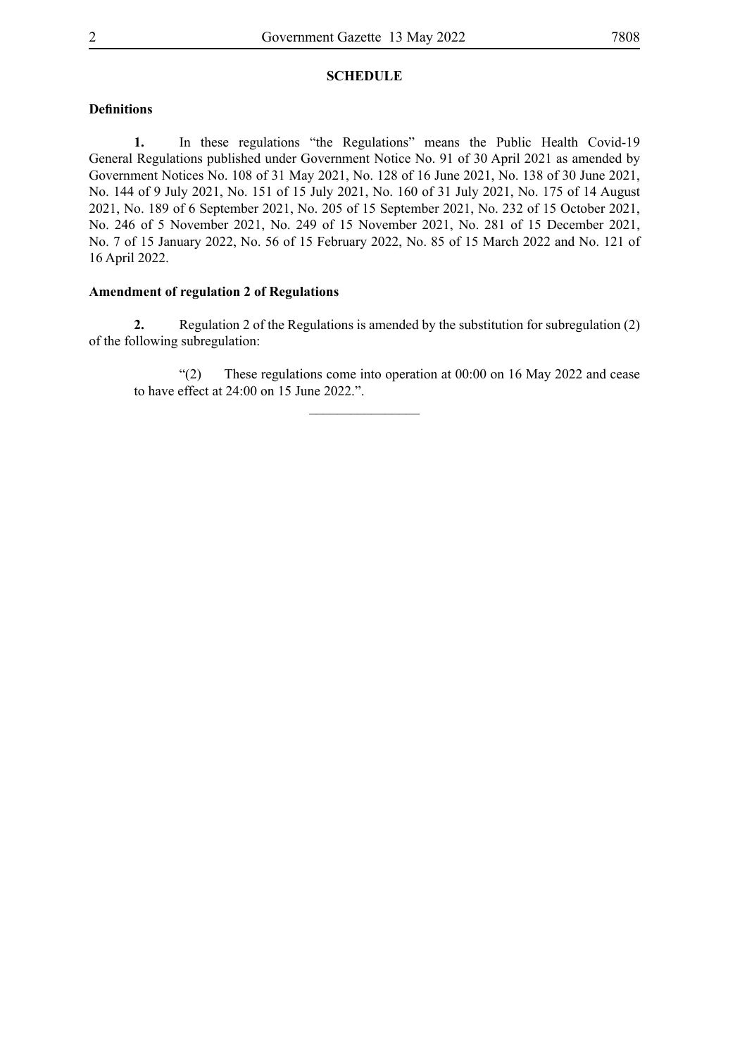## SCHEDULE

**Definitions**

**1.** In these regulations "the Regulations" means the Public Health Covid-19 General Regulations published under Government Notice No. 91 of 30 April 2021 as amended by Government Notices No. 108 of 31 May 2021, No. 128 of 16 June 2021, No. 138 of 30 June 2021, No. 144 of 9 July 2021, No. 151 of 15 July 2021, No. 160 of 31 July 2021, No. 175 of 14 August 2021, No. 189 of 6 September 2021, No. 205 of 15 September 2021, No. 232 of 15 October 2021, No. 246 of 5 November 2021, No. 249 of 15 November 2021, No. 281 of 15 December 2021, No. 7 of 15 January 2022, No. 56 of 15 February 2022, No. 85 of 15 March 2022 and No. 121 of 16 April 2022.

**Amendment of regulation 2 of Regulations**

**2.** Regulation 2 of the Regulations is amended by the substitution for subregulation (2) of the following subregulation:

"(2) These regulations come into operation at 00:00 on 16 May 2022 and cease to have effect at 24:00 on 15 June 2022.".

________________